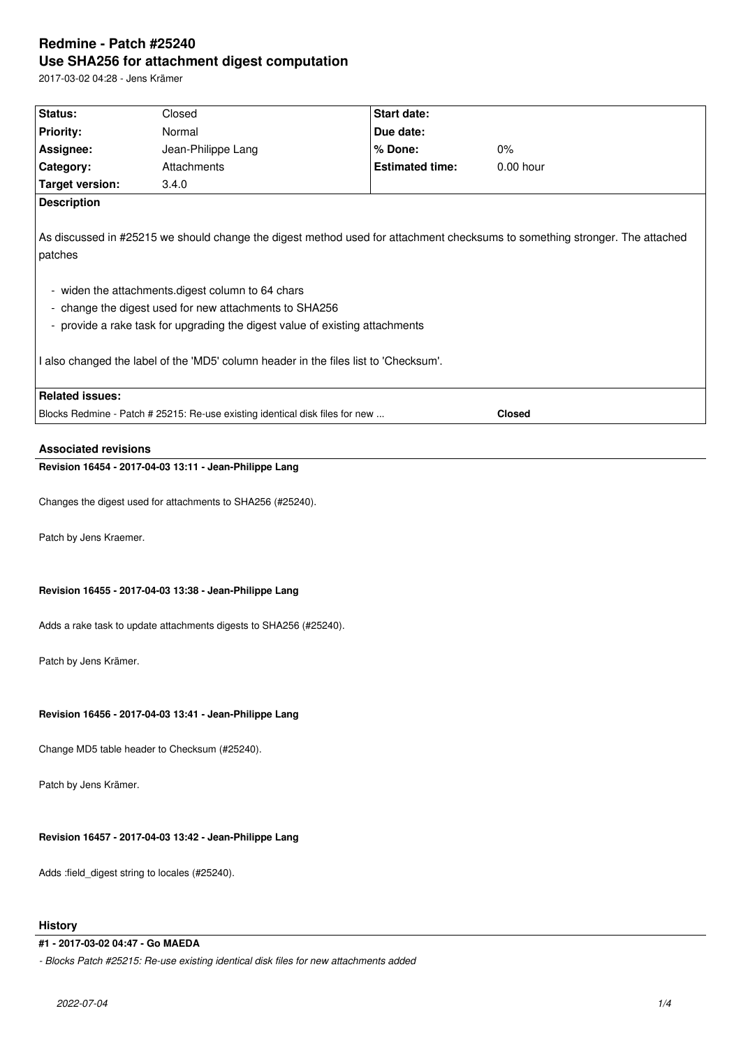# Redmine - Patch #25240

# Use SHA256 for attachment digest computation

2017-03-02 04:28 - Jens Krämer

| Status: | Closed | Start date: | |
|---|---|---|---|
| Priority: | Normal | Due date: | |
| Assignee: | Jean-Philippe Lang | % Done: | 0% |
| Category: | Attachments | Estimated time: | 0.00 hour |
| Target version: | 3.4.0 | | |

**Description**

As discussed in #25215 we should change the digest method used for attachment checksums to something stronger. The attached patches

- widen the attachments.digest column to 64 chars
- change the digest used for new attachments to SHA256
- provide a rake task for upgrading the digest value of existing attachments

I also changed the label of the 'MD5' column header in the files list to 'Checksum'.

**Related issues:**

| | |
|---|---|
| Blocks Redmine - Patch # 25215: Re-use existing identical disk files for new ... | **Closed** |

## Associated revisions

### Revision 16454 - 2017-04-03 13:11 - Jean-Philippe Lang

Changes the digest used for attachments to SHA256 (#25240).

Patch by Jens Kraemer.

### Revision 16455 - 2017-04-03 13:38 - Jean-Philippe Lang

Adds a rake task to update attachments digests to SHA256 (#25240).

Patch by Jens Krämer.

### Revision 16456 - 2017-04-03 13:41 - Jean-Philippe Lang

Change MD5 table header to Checksum (#25240).

Patch by Jens Krämer.

### Revision 16457 - 2017-04-03 13:42 - Jean-Philippe Lang

Adds :field_digest string to locales (#25240).

## History

### #1 - 2017-03-02 04:47 - Go MAEDA

*- Blocks Patch #25215: Re-use existing identical disk files for new attachments added*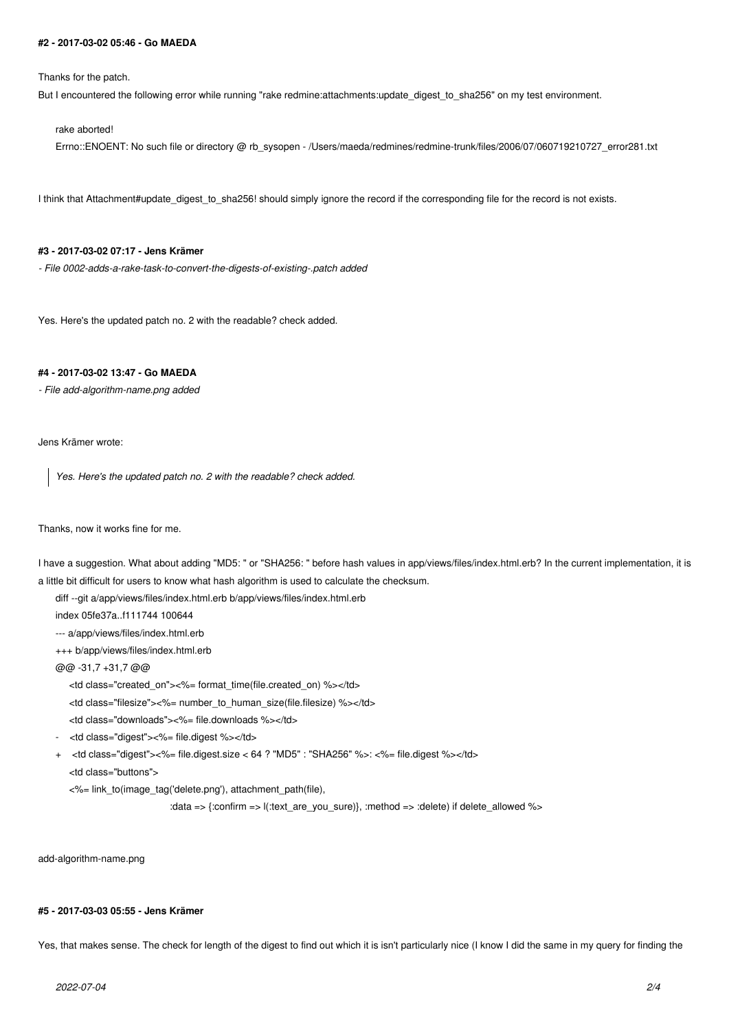#### #2 - 2017-03-02 05:46 - Go MAEDA

Thanks for the patch.

But I encountered the following error while running "rake redmine:attachments:update_digest_to_sha256" on my test environment.

```
rake aborted!
Errno::ENOENT: No such file or directory @ rb_sysopen - /Users/maeda/redmines/redmine-trunk/files/2006/07/060719210727_error281.txt
```

I think that Attachment#update_digest_to_sha256! should simply ignore the record if the corresponding file for the record is not exists.

#### #3 - 2017-03-02 07:17 - Jens Krämer

*- File 0002-adds-a-rake-task-to-convert-the-digests-of-existing-.patch added*

Yes. Here's the updated patch no. 2 with the readable? check added.

#### #4 - 2017-03-02 13:47 - Go MAEDA

*- File add-algorithm-name.png added*

Jens Krämer wrote:

> *Yes. Here's the updated patch no. 2 with the readable? check added.*

Thanks, now it works fine for me.

I have a suggestion. What about adding "MD5: " or "SHA256: " before hash values in app/views/files/index.html.erb? In the current implementation, it is a little bit difficult for users to know what hash algorithm is used to calculate the checksum.

```
diff --git a/app/views/files/index.html.erb b/app/views/files/index.html.erb
index 05fe37a..f111744 100644
--- a/app/views/files/index.html.erb
+++ b/app/views/files/index.html.erb
@@ -31,7 +31,7 @@
     <td class="created_on"><%= format_time(file.created_on) %></td>
     <td class="filesize"><%= number_to_human_size(file.filesize) %></td>
     <td class="downloads"><%= file.downloads %></td>
-    <td class="digest"><%= file.digest %></td>
+    <td class="digest"><%= file.digest.size < 64 ? "MD5" : "SHA256" %>: <%= file.digest %></td>
     <td class="buttons">
     <%= link_to(image_tag('delete.png'), attachment_path(file),
                                        :data => {:confirm => l(:text_are_you_sure)}, :method => :delete) if delete_allowed %>
```

add-algorithm-name.png

#### #5 - 2017-03-03 05:55 - Jens Krämer

Yes, that makes sense. The check for length of the digest to find out which it is isn't particularly nice (I know I did the same in my query for finding the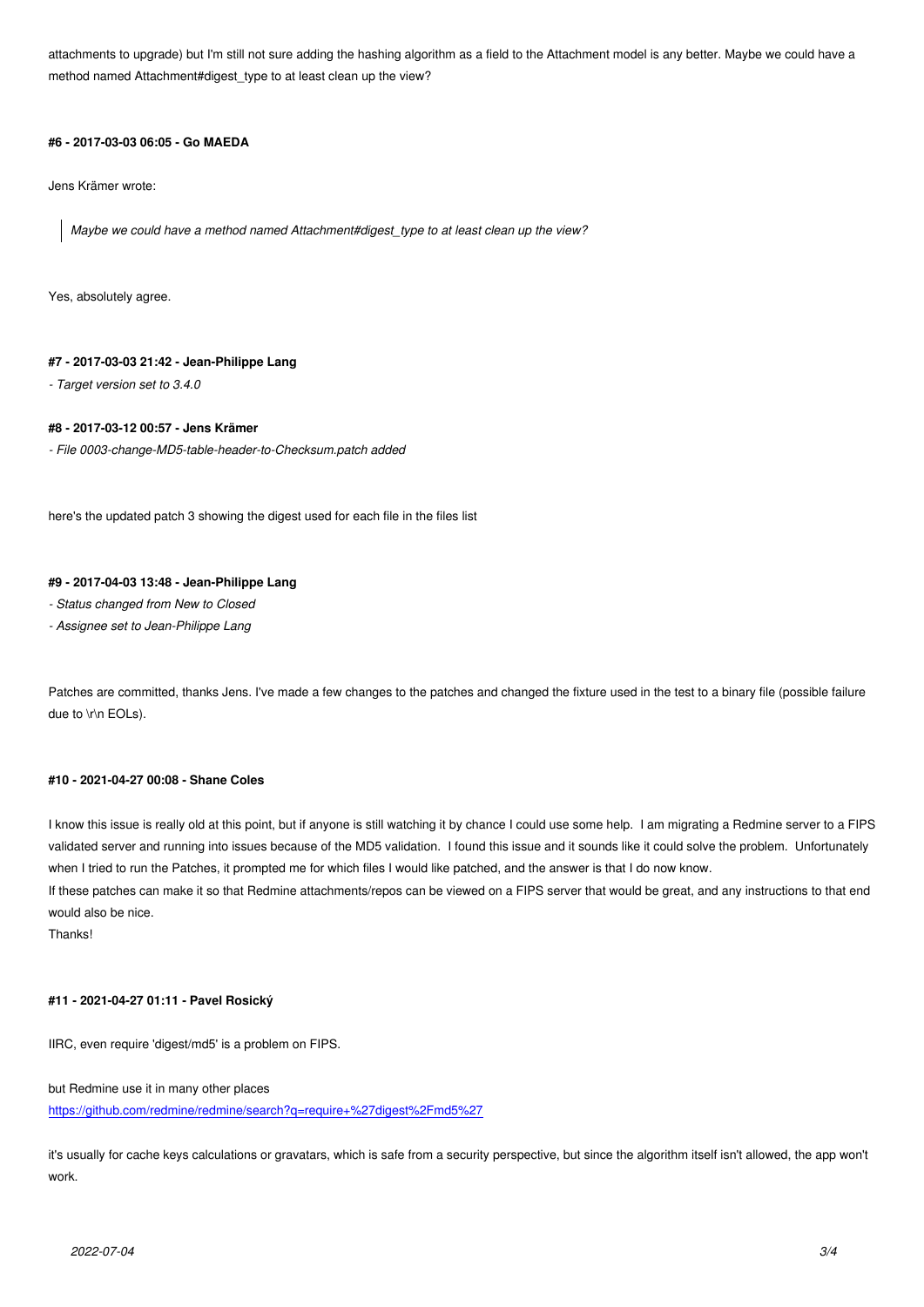attachments to upgrade) but I'm still not sure adding the hashing algorithm as a field to the Attachment model is any better. Maybe we could have a method named Attachment#digest_type to at least clean up the view?

#### #6 - 2017-03-03 06:05 - Go MAEDA

Jens Krämer wrote:

> *Maybe we could have a method named Attachment#digest_type to at least clean up the view?*

Yes, absolutely agree.

#### #7 - 2017-03-03 21:42 - Jean-Philippe Lang

*- Target version set to 3.4.0*

#### #8 - 2017-03-12 00:57 - Jens Krämer

*- File 0003-change-MD5-table-header-to-Checksum.patch added*

here's the updated patch 3 showing the digest used for each file in the files list

#### #9 - 2017-04-03 13:48 - Jean-Philippe Lang

*- Status changed from New to Closed*

*- Assignee set to Jean-Philippe Lang*

Patches are committed, thanks Jens. I've made a few changes to the patches and changed the fixture used in the test to a binary file (possible failure due to \r\n EOLs).

#### #10 - 2021-04-27 00:08 - Shane Coles

I know this issue is really old at this point, but if anyone is still watching it by chance I could use some help. I am migrating a Redmine server to a FIPS validated server and running into issues because of the MD5 validation. I found this issue and it sounds like it could solve the problem. Unfortunately when I tried to run the Patches, it prompted me for which files I would like patched, and the answer is that I do now know.
If these patches can make it so that Redmine attachments/repos can be viewed on a FIPS server that would be great, and any instructions to that end would also be nice.
Thanks!

#### #11 - 2021-04-27 01:11 - Pavel Rosický

IIRC, even require 'digest/md5' is a problem on FIPS.

but Redmine use it in many other places
https://github.com/redmine/redmine/search?q=require+%27digest%2Fmd5%27

it's usually for cache keys calculations or gravatars, which is safe from a security perspective, but since the algorithm itself isn't allowed, the app won't work.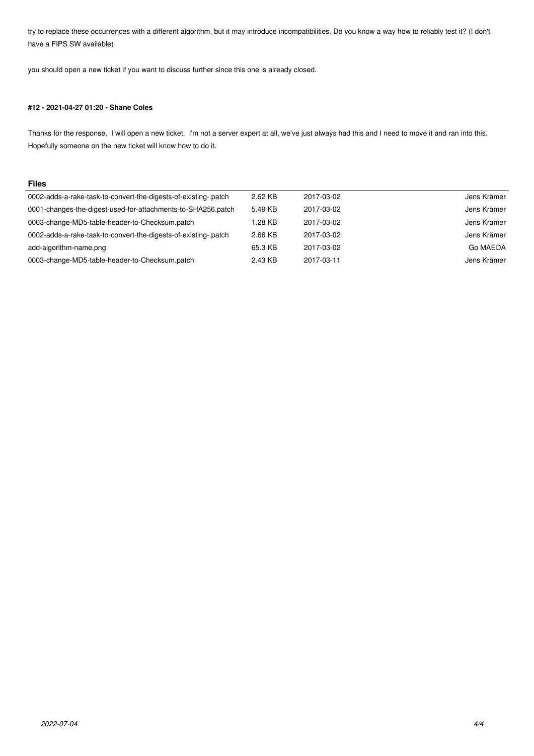try to replace these occurrences with a different algorithm, but it may introduce incompatibilities. Do you know a way how to reliably test it? (I don't have a FIPS SW available)

you should open a new ticket if you want to discuss further since this one is already closed.

#### #12 - 2021-04-27 01:20 - Shane Coles

Thanks for the response. I will open a new ticket. I'm not a server expert at all, we've just always had this and I need to move it and ran into this. Hopefully someone on the new ticket will know how to do it.

### Files

| | | | |
|---|---|---|---|
| 0002-adds-a-rake-task-to-convert-the-digests-of-existing-.patch | 2.62 KB | 2017-03-02 | Jens Krämer |
| 0001-changes-the-digest-used-for-attachments-to-SHA256.patch | 5.49 KB | 2017-03-02 | Jens Krämer |
| 0003-change-MD5-table-header-to-Checksum.patch | 1.28 KB | 2017-03-02 | Jens Krämer |
| 0002-adds-a-rake-task-to-convert-the-digests-of-existing-.patch | 2.66 KB | 2017-03-02 | Jens Krämer |
| add-algorithm-name.png | 65.3 KB | 2017-03-02 | Go MAEDA |
| 0003-change-MD5-table-header-to-Checksum.patch | 2.43 KB | 2017-03-11 | Jens Krämer |